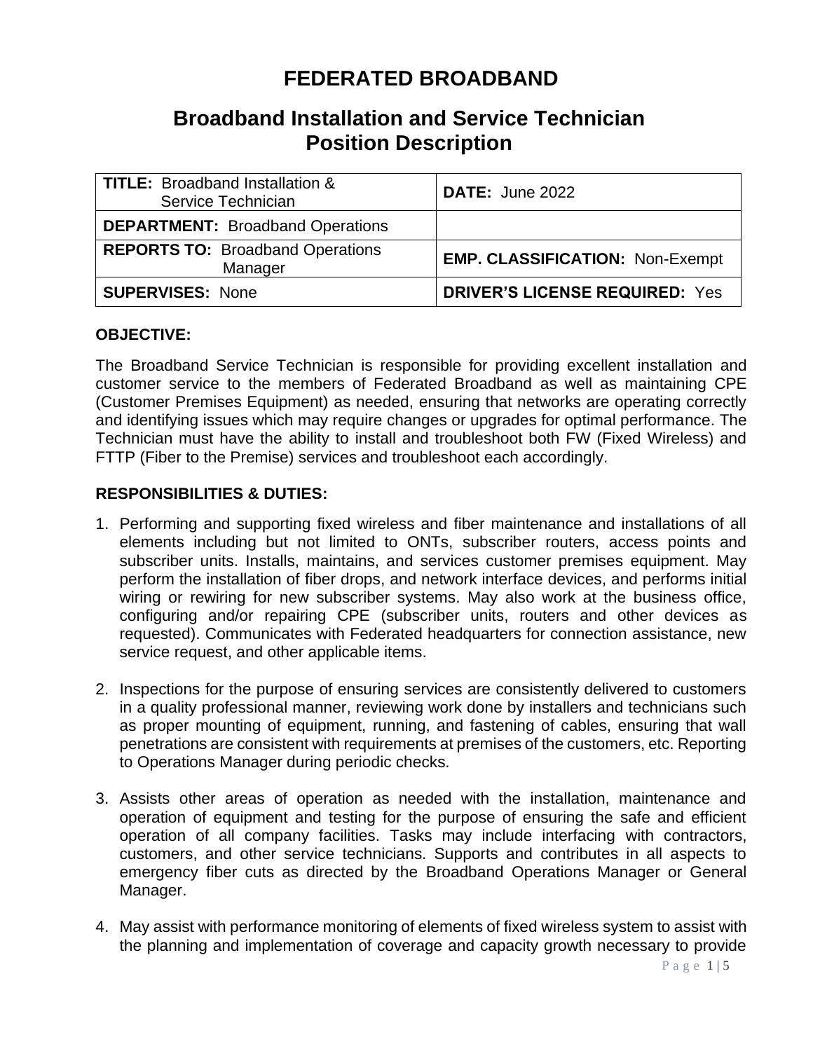# FEDERATED BROADBAND

## Broadband Installation and Service Technician Position Description

| **TITLE:** Broadband Installation & Service Technician | **DATE:** June 2022 |
|---|---|
| **DEPARTMENT:** Broadband Operations | |
| **REPORTS TO:** Broadband Operations Manager | **EMP. CLASSIFICATION:** Non-Exempt |
| **SUPERVISES:** None | **DRIVER'S LICENSE REQUIRED:** Yes |

### OBJECTIVE:

The Broadband Service Technician is responsible for providing excellent installation and customer service to the members of Federated Broadband as well as maintaining CPE (Customer Premises Equipment) as needed, ensuring that networks are operating correctly and identifying issues which may require changes or upgrades for optimal performance. The Technician must have the ability to install and troubleshoot both FW (Fixed Wireless) and FTTP (Fiber to the Premise) services and troubleshoot each accordingly.

### RESPONSIBILITIES & DUTIES:

1. Performing and supporting fixed wireless and fiber maintenance and installations of all elements including but not limited to ONTs, subscriber routers, access points and subscriber units. Installs, maintains, and services customer premises equipment. May perform the installation of fiber drops, and network interface devices, and performs initial wiring or rewiring for new subscriber systems. May also work at the business office, configuring and/or repairing CPE (subscriber units, routers and other devices as requested). Communicates with Federated headquarters for connection assistance, new service request, and other applicable items.

2. Inspections for the purpose of ensuring services are consistently delivered to customers in a quality professional manner, reviewing work done by installers and technicians such as proper mounting of equipment, running, and fastening of cables, ensuring that wall penetrations are consistent with requirements at premises of the customers, etc. Reporting to Operations Manager during periodic checks.

3. Assists other areas of operation as needed with the installation, maintenance and operation of equipment and testing for the purpose of ensuring the safe and efficient operation of all company facilities. Tasks may include interfacing with contractors, customers, and other service technicians. Supports and contributes in all aspects to emergency fiber cuts as directed by the Broadband Operations Manager or General Manager.

4. May assist with performance monitoring of elements of fixed wireless system to assist with the planning and implementation of coverage and capacity growth necessary to provide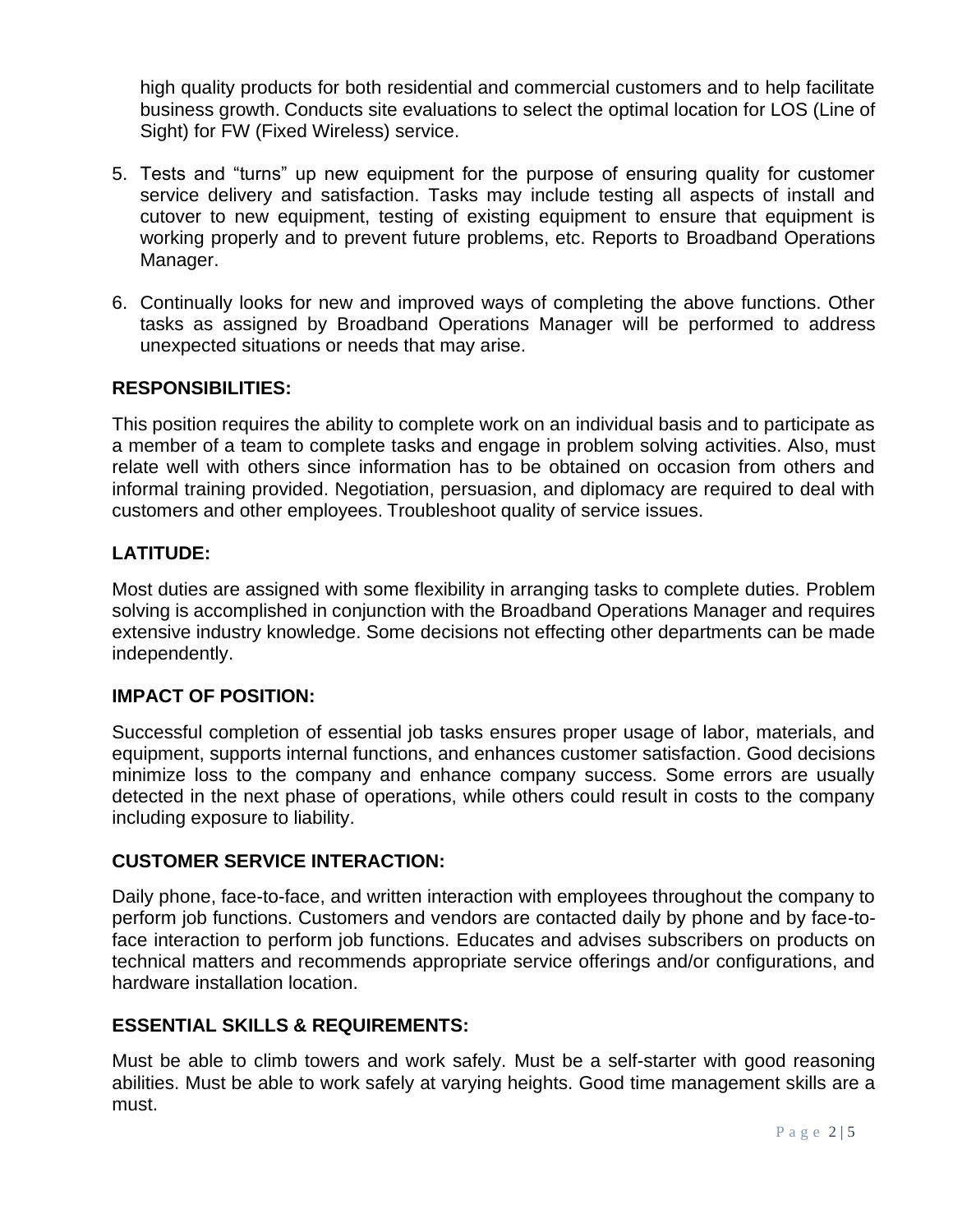high quality products for both residential and commercial customers and to help facilitate business growth. Conducts site evaluations to select the optimal location for LOS (Line of Sight) for FW (Fixed Wireless) service.

5. Tests and "turns" up new equipment for the purpose of ensuring quality for customer service delivery and satisfaction. Tasks may include testing all aspects of install and cutover to new equipment, testing of existing equipment to ensure that equipment is working properly and to prevent future problems, etc. Reports to Broadband Operations Manager.

6. Continually looks for new and improved ways of completing the above functions. Other tasks as assigned by Broadband Operations Manager will be performed to address unexpected situations or needs that may arise.

## RESPONSIBILITIES:

This position requires the ability to complete work on an individual basis and to participate as a member of a team to complete tasks and engage in problem solving activities. Also, must relate well with others since information has to be obtained on occasion from others and informal training provided. Negotiation, persuasion, and diplomacy are required to deal with customers and other employees. Troubleshoot quality of service issues.

## LATITUDE:

Most duties are assigned with some flexibility in arranging tasks to complete duties. Problem solving is accomplished in conjunction with the Broadband Operations Manager and requires extensive industry knowledge. Some decisions not effecting other departments can be made independently.

## IMPACT OF POSITION:

Successful completion of essential job tasks ensures proper usage of labor, materials, and equipment, supports internal functions, and enhances customer satisfaction. Good decisions minimize loss to the company and enhance company success. Some errors are usually detected in the next phase of operations, while others could result in costs to the company including exposure to liability.

## CUSTOMER SERVICE INTERACTION:

Daily phone, face-to-face, and written interaction with employees throughout the company to perform job functions. Customers and vendors are contacted daily by phone and by face-to-face interaction to perform job functions. Educates and advises subscribers on products on technical matters and recommends appropriate service offerings and/or configurations, and hardware installation location.

## ESSENTIAL SKILLS & REQUIREMENTS:

Must be able to climb towers and work safely. Must be a self-starter with good reasoning abilities. Must be able to work safely at varying heights. Good time management skills are a must.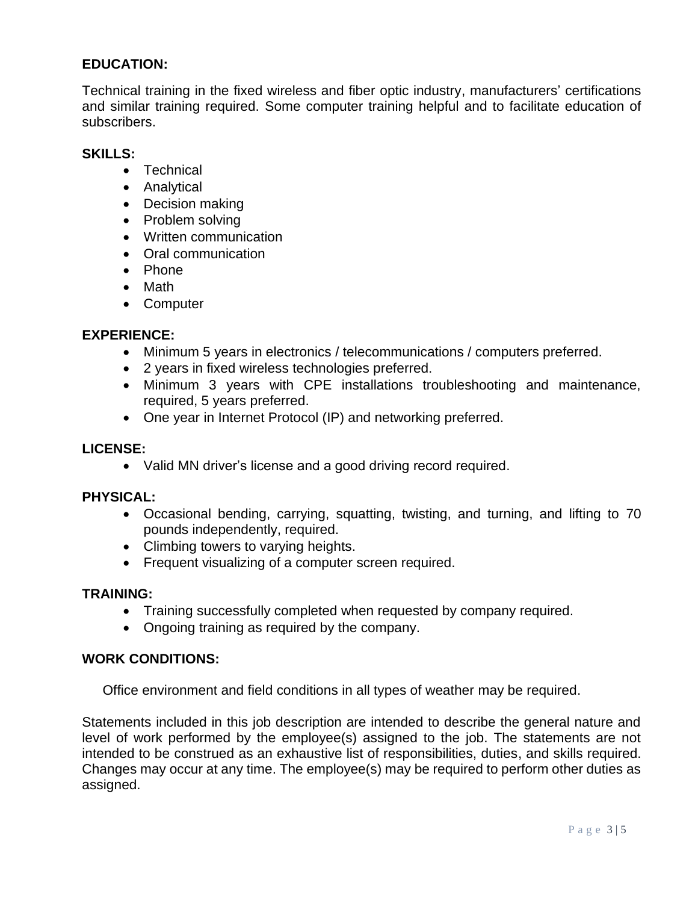**EDUCATION:**

Technical training in the fixed wireless and fiber optic industry, manufacturers' certifications and similar training required. Some computer training helpful and to facilitate education of subscribers.

**SKILLS:**

- Technical
- Analytical
- Decision making
- Problem solving
- Written communication
- Oral communication
- Phone
- Math
- Computer

**EXPERIENCE:**

- Minimum 5 years in electronics / telecommunications / computers preferred.
- 2 years in fixed wireless technologies preferred.
- Minimum 3 years with CPE installations troubleshooting and maintenance, required, 5 years preferred.
- One year in Internet Protocol (IP) and networking preferred.

**LICENSE:**

- Valid MN driver's license and a good driving record required.

**PHYSICAL:**

- Occasional bending, carrying, squatting, twisting, and turning, and lifting to 70 pounds independently, required.
- Climbing towers to varying heights.
- Frequent visualizing of a computer screen required.

**TRAINING:**

- Training successfully completed when requested by company required.
- Ongoing training as required by the company.

**WORK CONDITIONS:**

Office environment and field conditions in all types of weather may be required.

Statements included in this job description are intended to describe the general nature and level of work performed by the employee(s) assigned to the job. The statements are not intended to be construed as an exhaustive list of responsibilities, duties, and skills required. Changes may occur at any time. The employee(s) may be required to perform other duties as assigned.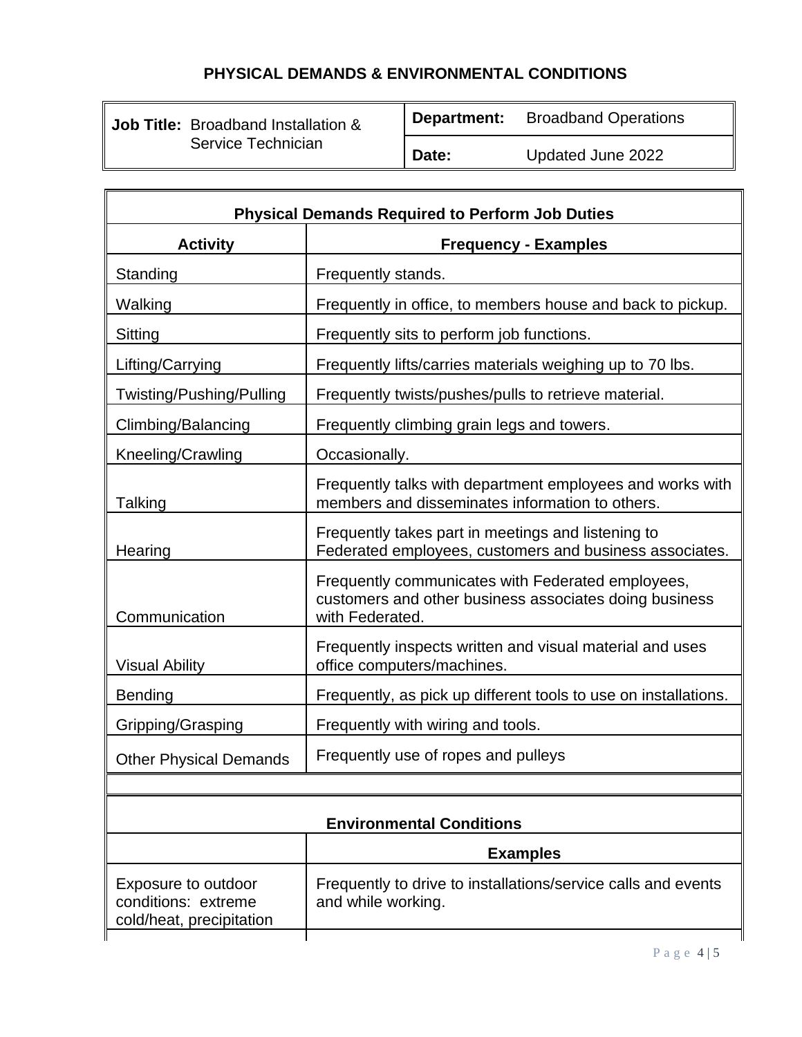# PHYSICAL DEMANDS & ENVIRONMENTAL CONDITIONS

| **Job Title:** Broadband Installation & Service Technician | **Department:** | Broadband Operations |
| --- | --- | --- |
| | **Date:** | Updated June 2022 |

| **Physical Demands Required to Perform Job Duties** | |
| --- | --- |
| **Activity** | **Frequency - Examples** |
| Standing | Frequently stands. |
| Walking | Frequently in office, to members house and back to pickup. |
| Sitting | Frequently sits to perform job functions. |
| Lifting/Carrying | Frequently lifts/carries materials weighing up to 70 lbs. |
| Twisting/Pushing/Pulling | Frequently twists/pushes/pulls to retrieve material. |
| Climbing/Balancing | Frequently climbing grain legs and towers. |
| Kneeling/Crawling | Occasionally. |
| Talking | Frequently talks with department employees and works with members and disseminates information to others. |
| Hearing | Frequently takes part in meetings and listening to Federated employees, customers and business associates. |
| Communication | Frequently communicates with Federated employees, customers and other business associates doing business with Federated. |
| Visual Ability | Frequently inspects written and visual material and uses office computers/machines. |
| Bending | Frequently, as pick up different tools to use on installations. |
| Gripping/Grasping | Frequently with wiring and tools. |
| Other Physical Demands | Frequently use of ropes and pulleys |

| **Environmental Conditions** | |
| --- | --- |
| | **Examples** |
| Exposure to outdoor conditions: extreme cold/heat, precipitation | Frequently to drive to installations/service calls and events and while working. |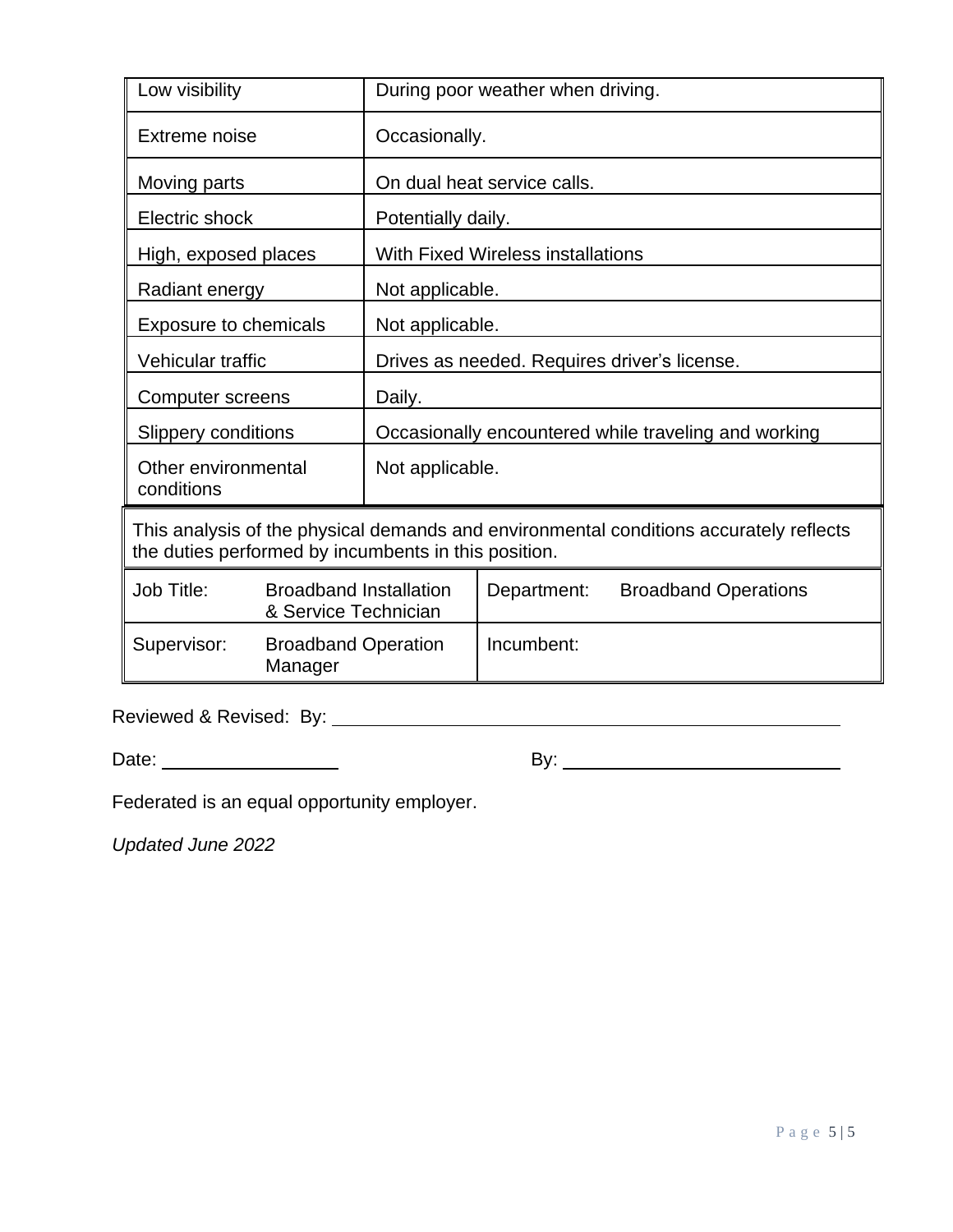| | |
|---|---|
| Low visibility | During poor weather when driving. |
| Extreme noise | Occasionally. |
| Moving parts | On dual heat service calls. |
| Electric shock | Potentially daily. |
| High, exposed places | With Fixed Wireless installations |
| Radiant energy | Not applicable. |
| Exposure to chemicals | Not applicable. |
| Vehicular traffic | Drives as needed. Requires driver's license. |
| Computer screens | Daily. |
| Slippery conditions | Occasionally encountered while traveling and working |
| Other environmental conditions | Not applicable. |

This analysis of the physical demands and environmental conditions accurately reflects the duties performed by incumbents in this position.

| | | | |
|---|---|---|---|
| Job Title: | Broadband Installation & Service Technician | Department: | Broadband Operations |
| Supervisor: | Broadband Operation Manager | Incumbent: | |

Reviewed & Revised: By: ____________________

Date: ____________ By: ____________________

Federated is an equal opportunity employer.

*Updated June 2022*